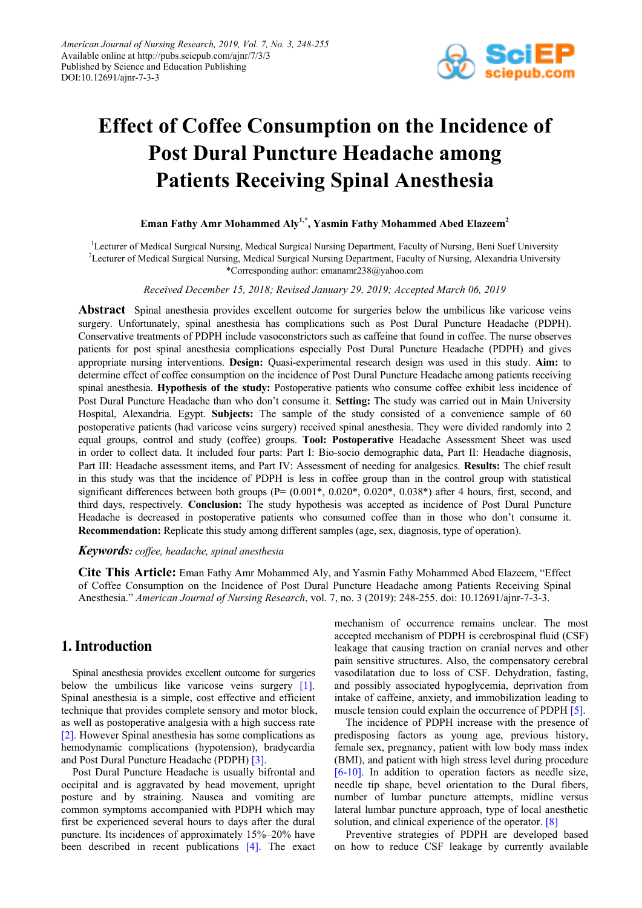# Effect of Coffee Consumption on the Incidence of Post Dural Puncture Headache among Patients Receiving Spinal Anesthesia

**Eman Fathy Amr Mohammed Aly[1,*], Yasmin Fathy Mohammed Abed Elazeem[2]**

[1]Lecturer of Medical Surgical Nursing, Medical Surgical Nursing Department, Faculty of Nursing, Beni Suef University
[2]Lecturer of Medical Surgical Nursing, Medical Surgical Nursing Department, Faculty of Nursing, Alexandria University
*Corresponding author: emanamr238@yahoo.com

*Received December 15, 2018; Revised January 29, 2019; Accepted March 06, 2019*

**Abstract** Spinal anesthesia provides excellent outcome for surgeries below the umbilicus like varicose veins surgery. Unfortunately, spinal anesthesia has complications such as Post Dural Puncture Headache (PDPH). Conservative treatments of PDPH include vasoconstrictors such as caffeine that found in coffee. The nurse observes patients for post spinal anesthesia complications especially Post Dural Puncture Headache (PDPH) and gives appropriate nursing interventions. **Design:** Quasi-experimental research design was used in this study. **Aim:** to determine effect of coffee consumption on the incidence of Post Dural Puncture Headache among patients receiving spinal anesthesia. **Hypothesis of the study:** Postoperative patients who consume coffee exhibit less incidence of Post Dural Puncture Headache than who don't consume it. **Setting:** The study was carried out in Main University Hospital, Alexandria. Egypt. **Subjects:** The sample of the study consisted of a convenience sample of 60 postoperative patients (had varicose veins surgery) received spinal anesthesia. They were divided randomly into 2 equal groups, control and study (coffee) groups. **Tool: Postoperative** Headache Assessment Sheet was used in order to collect data. It included four parts: Part I: Bio-socio demographic data, Part II: Headache diagnosis, Part III: Headache assessment items, and Part IV: Assessment of needing for analgesics. **Results:** The chief result in this study was that the incidence of PDPH is less in coffee group than in the control group with statistical significant differences between both groups (P= (0.001*, 0.020*, 0.020*, 0.038*) after 4 hours, first, second, and third days, respectively. **Conclusion:** The study hypothesis was accepted as incidence of Post Dural Puncture Headache is decreased in postoperative patients who consumed coffee than in those who don't consume it. **Recommendation:** Replicate this study among different samples (age, sex, diagnosis, type of operation).

***Keywords:*** *coffee, headache, spinal anesthesia*

**Cite This Article:** Eman Fathy Amr Mohammed Aly, and Yasmin Fathy Mohammed Abed Elazeem, "Effect of Coffee Consumption on the Incidence of Post Dural Puncture Headache among Patients Receiving Spinal Anesthesia." *American Journal of Nursing Research*, vol. 7, no. 3 (2019): 248-255. doi: 10.12691/ajnr-7-3-3.

## 1. Introduction

Spinal anesthesia provides excellent outcome for surgeries below the umbilicus like varicose veins surgery [1]. Spinal anesthesia is a simple, cost effective and efficient technique that provides complete sensory and motor block, as well as postoperative analgesia with a high success rate [2]. However Spinal anesthesia has some complications as hemodynamic complications (hypotension), bradycardia and Post Dural Puncture Headache (PDPH) [3].

Post Dural Puncture Headache is usually bifrontal and occipital and is aggravated by head movement, upright posture and by straining. Nausea and vomiting are common symptoms accompanied with PDPH which may first be experienced several hours to days after the dural puncture. Its incidences of approximately 15%–20% have been described in recent publications [4]. The exact mechanism of occurrence remains unclear. The most accepted mechanism of PDPH is cerebrospinal fluid (CSF) leakage that causing traction on cranial nerves and other pain sensitive structures. Also, the compensatory cerebral vasodilatation due to loss of CSF. Dehydration, fasting, and possibly associated hypoglycemia, deprivation from intake of caffeine, anxiety, and immobilization leading to muscle tension could explain the occurrence of PDPH [5].

The incidence of PDPH increase with the presence of predisposing factors as young age, previous history, female sex, pregnancy, patient with low body mass index (BMI), and patient with high stress level during procedure [6-10]. In addition to operation factors as needle size, needle tip shape, bevel orientation to the Dural fibers, number of lumbar puncture attempts, midline versus lateral lumbar puncture approach, type of local anesthetic solution, and clinical experience of the operator. [8]

Preventive strategies of PDPH are developed based on how to reduce CSF leakage by currently available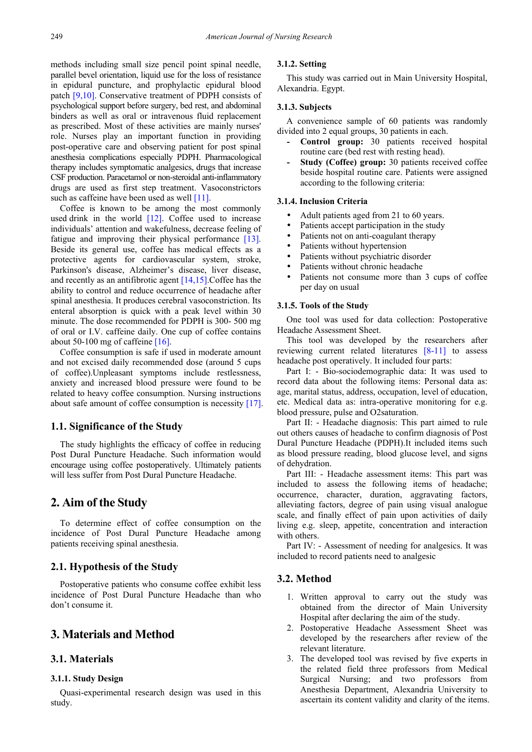methods including small size pencil point spinal needle, parallel bevel orientation, liquid use for the loss of resistance in epidural puncture, and prophylactic epidural blood patch [9,10]. Conservative treatment of PDPH consists of psychological support before surgery, bed rest, and abdominal binders as well as oral or intravenous fluid replacement as prescribed. Most of these activities are mainly nurses' role. Nurses play an important function in providing post-operative care and observing patient for post spinal anesthesia complications especially PDPH. Pharmacological therapy includes symptomatic analgesics, drugs that increase CSF production. Paracetamol or non-steroidal anti-inflammatory drugs are used as first step treatment. Vasoconstrictors such as caffeine have been used as well [11].

Coffee is known to be among the most commonly used drink in the world [12]. Coffee used to increase individuals' attention and wakefulness, decrease feeling of fatigue and improving their physical performance [13]. Beside its general use, coffee has medical effects as a protective agents for cardiovascular system, stroke, Parkinson's disease, Alzheimer's disease, liver disease, and recently as an antifibrotic agent [14,15].Coffee has the ability to control and reduce occurrence of headache after spinal anesthesia. It produces cerebral vasoconstriction. Its enteral absorption is quick with a peak level within 30 minute. The dose recommended for PDPH is 300- 500 mg of oral or I.V. caffeine daily. One cup of coffee contains about 50-100 mg of caffeine [16].

Coffee consumption is safe if used in moderate amount and not excised daily recommended dose (around 5 cups of coffee).Unpleasant symptoms include restlessness, anxiety and increased blood pressure were found to be related to heavy coffee consumption. Nursing instructions about safe amount of coffee consumption is necessity [17].

## 1.1. Significance of the Study

The study highlights the efficacy of coffee in reducing Post Dural Puncture Headache. Such information would encourage using coffee postoperatively. Ultimately patients will less suffer from Post Dural Puncture Headache.

# 2. Aim of the Study

To determine effect of coffee consumption on the incidence of Post Dural Puncture Headache among patients receiving spinal anesthesia.

## 2.1. Hypothesis of the Study

Postoperative patients who consume coffee exhibit less incidence of Post Dural Puncture Headache than who don't consume it.

# 3. Materials and Method

## 3.1. Materials

### 3.1.1. Study Design

Quasi-experimental research design was used in this study.

### 3.1.2. Setting

This study was carried out in Main University Hospital, Alexandria. Egypt.

### 3.1.3. Subjects

A convenience sample of 60 patients was randomly divided into 2 equal groups, 30 patients in each.

- **Control group:** 30 patients received hospital routine care (bed rest with resting head).
- **Study (Coffee) group:** 30 patients received coffee beside hospital routine care. Patients were assigned according to the following criteria:

### 3.1.4. Inclusion Criteria

- Adult patients aged from 21 to 60 years.
- Patients accept participation in the study
- Patients not on anti-coagulant therapy
- Patients without hypertension
- Patients without psychiatric disorder
- Patients without chronic headache
- Patients not consume more than 3 cups of coffee per day on usual

### 3.1.5. Tools of the Study

One tool was used for data collection: Postoperative Headache Assessment Sheet.

This tool was developed by the researchers after reviewing current related literatures [8-11] to assess headache post operatively. It included four parts:

Part I: - Bio-sociodemographic data: It was used to record data about the following items: Personal data as: age, marital status, address, occupation, level of education, etc. Medical data as: intra-operative monitoring for e.g. blood pressure, pulse and O2saturation.

Part II: - Headache diagnosis: This part aimed to rule out others causes of headache to confirm diagnosis of Post Dural Puncture Headache (PDPH).It included items such as blood pressure reading, blood glucose level, and signs of dehydration.

Part III: - Headache assessment items: This part was included to assess the following items of headache; occurrence, character, duration, aggravating factors, alleviating factors, degree of pain using visual analogue scale, and finally effect of pain upon activities of daily living e.g. sleep, appetite, concentration and interaction with others.

Part IV: - Assessment of needing for analgesics. It was included to record patients need to analgesic

## 3.2. Method

1. Written approval to carry out the study was obtained from the director of Main University Hospital after declaring the aim of the study.
2. Postoperative Headache Assessment Sheet was developed by the researchers after review of the relevant literature.
3. The developed tool was revised by five experts in the related field three professors from Medical Surgical Nursing; and two professors from Anesthesia Department, Alexandria University to ascertain its content validity and clarity of the items.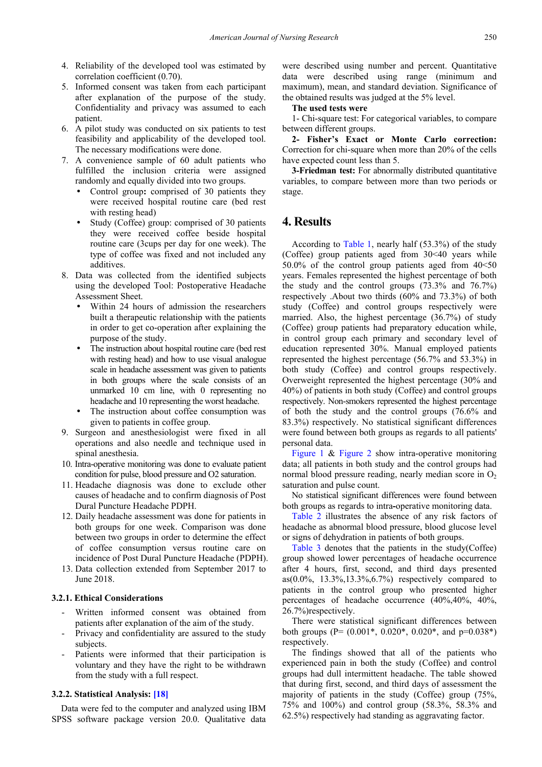4. Reliability of the developed tool was estimated by correlation coefficient (0.70).
5. Informed consent was taken from each participant after explanation of the purpose of the study. Confidentiality and privacy was assumed to each patient.
6. A pilot study was conducted on six patients to test feasibility and applicability of the developed tool. The necessary modifications were done.
7. A convenience sample of 60 adult patients who fulfilled the inclusion criteria were assigned randomly and equally divided into two groups.
   - Control group**:** comprised of 30 patients they were received hospital routine care (bed rest with resting head)
   - Study (Coffee) group: comprised of 30 patients they were received coffee beside hospital routine care (3cups per day for one week). The type of coffee was fixed and not included any additives.
8. Data was collected from the identified subjects using the developed Tool: Postoperative Headache Assessment Sheet.
   - Within 24 hours of admission the researchers built a therapeutic relationship with the patients in order to get co-operation after explaining the purpose of the study.
   - The instruction about hospital routine care (bed rest with resting head) and how to use visual analogue scale in headache assessment was given to patients in both groups where the scale consists of an unmarked 10 cm line, with 0 representing no headache and 10 representing the worst headache.
   - The instruction about coffee consumption was given to patients in coffee group.
9. Surgeon and anesthesiologist were fixed in all operations and also needle and technique used in spinal anesthesia.
10. Intra-operative monitoring was done to evaluate patient condition for pulse, blood pressure and O2 saturation.
11. Headache diagnosis was done to exclude other causes of headache and to confirm diagnosis of Post Dural Puncture Headache PDPH.
12. Daily headache assessment was done for patients in both groups for one week. Comparison was done between two groups in order to determine the effect of coffee consumption versus routine care on incidence of Post Dural Puncture Headache (PDPH).
13. Data collection extended from September 2017 to June 2018.

### 3.2.1. Ethical Considerations

- Written informed consent was obtained from patients after explanation of the aim of the study.
- Privacy and confidentiality are assured to the study subjects.
- Patients were informed that their participation is voluntary and they have the right to be withdrawn from the study with a full respect.

### 3.2.2. Statistical Analysis: [18]

Data were fed to the computer and analyzed using IBM SPSS software package version 20.0. Qualitative data were described using number and percent. Quantitative data were described using range (minimum and maximum), mean, and standard deviation. Significance of the obtained results was judged at the 5% level.

**The used tests were**

1- Chi-square test: For categorical variables, to compare between different groups.

**2- Fisher's Exact or Monte Carlo correction:** Correction for chi-square when more than 20% of the cells have expected count less than 5.

**3-Friedman test:** For abnormally distributed quantitative variables, to compare between more than two periods or stage.

## 4. Results

According to Table 1, nearly half (53.3%) of the study (Coffee) group patients aged from 30<40 years while 50.0% of the control group patients aged from 40<50 years. Females represented the highest percentage of both the study and the control groups (73.3% and 76.7%) respectively .About two thirds (60% and 73.3%) of both study (Coffee) and control groups respectively were married. Also, the highest percentage (36.7%) of study (Coffee) group patients had preparatory education while, in control group each primary and secondary level of education represented 30%. Manual employed patients represented the highest percentage (56.7% and 53.3%) in both study (Coffee) and control groups respectively. Overweight represented the highest percentage (30% and 40%) of patients in both study (Coffee) and control groups respectively. Non-smokers represented the highest percentage of both the study and the control groups (76.6% and 83.3%) respectively. No statistical significant differences were found between both groups as regards to all patients' personal data.

Figure 1 & Figure 2 show intra-operative monitoring data; all patients in both study and the control groups had normal blood pressure reading, nearly median score in $O_2$ saturation and pulse count.

No statistical significant differences were found between both groups as regards to intra-operative monitoring data.

Table 2 illustrates the absence of any risk factors of headache as abnormal blood pressure, blood glucose level or signs of dehydration in patients of both groups.

Table 3 denotes that the patients in the study(Coffee) group showed lower percentages of headache occurrence after 4 hours, first, second, and third days presented as(0.0%, 13.3%,13.3%,6.7%) respectively compared to patients in the control group who presented higher percentages of headache occurrence (40%,40%, 40%, 26.7%)respectively.

There were statistical significant differences between both groups (P= (0.001*, 0.020*, 0.020*, and p=0.038*) respectively.

The findings showed that all of the patients who experienced pain in both the study (Coffee) and control groups had dull intermittent headache. The table showed that during first, second, and third days of assessment the majority of patients in the study (Coffee) group (75%, 75% and 100%) and control group (58.3%, 58.3% and 62.5%) respectively had standing as aggravating factor.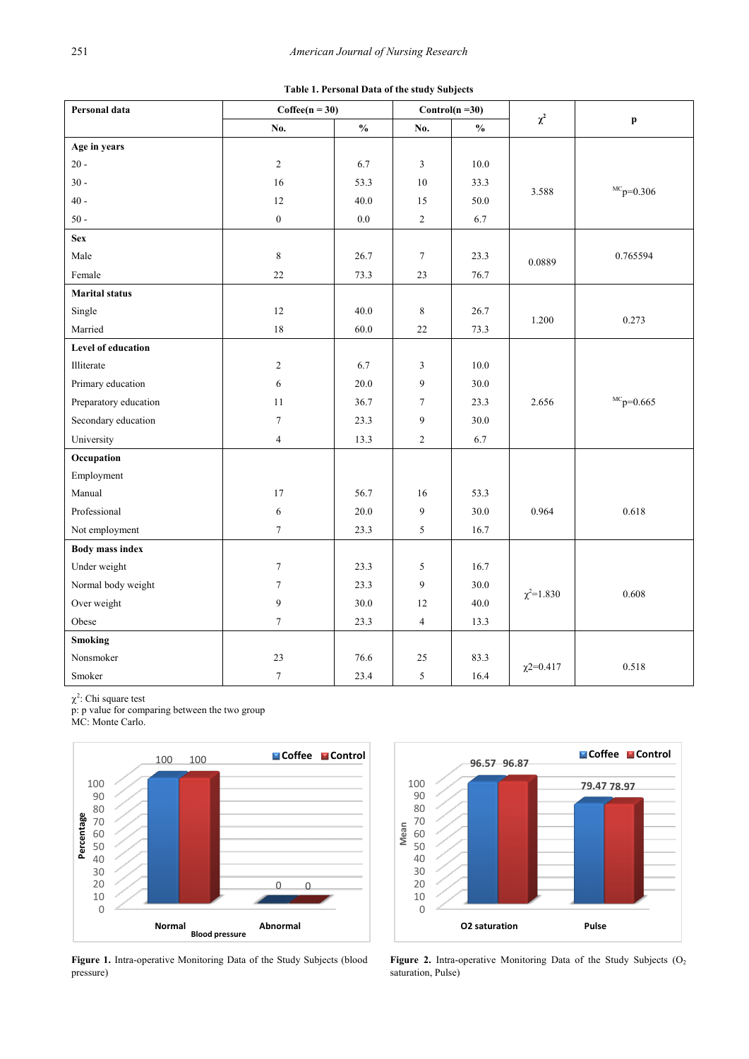**Table 1. Personal Data of the study Subjects**

| Personal data | Coffee(n = 30) | | Control(n =30) | | $\chi^2$ | p |
|---|---|---|---|---|---|---|
| | No. | % | No. | % | | |
| **Age in years** | | | | | | |
| 20 - | 2 | 6.7 | 3 | 10.0 | 3.588 | $^{MC}$p=0.306 |
| 30 - | 16 | 53.3 | 10 | 33.3 | | |
| 40 - | 12 | 40.0 | 15 | 50.0 | | |
| 50 - | 0 | 0.0 | 2 | 6.7 | | |
| **Sex** | | | | | | |
| Male | 8 | 26.7 | 7 | 23.3 | 0.0889 | 0.765594 |
| Female | 22 | 73.3 | 23 | 76.7 | | |
| **Marital status** | | | | | | |
| Single | 12 | 40.0 | 8 | 26.7 | 1.200 | 0.273 |
| Married | 18 | 60.0 | 22 | 73.3 | | |
| **Level of education** | | | | | | |
| Illiterate | 2 | 6.7 | 3 | 10.0 | 2.656 | $^{MC}$p=0.665 |
| Primary education | 6 | 20.0 | 9 | 30.0 | | |
| Preparatory education | 11 | 36.7 | 7 | 23.3 | | |
| Secondary education | 7 | 23.3 | 9 | 30.0 | | |
| University | 4 | 13.3 | 2 | 6.7 | | |
| **Occupation** | | | | | | |
| Employment | | | | | | |
| Manual | 17 | 56.7 | 16 | 53.3 | 0.964 | 0.618 |
| Professional | 6 | 20.0 | 9 | 30.0 | | |
| Not employment | 7 | 23.3 | 5 | 16.7 | | |
| **Body mass index** | | | | | | |
| Under weight | 7 | 23.3 | 5 | 16.7 | $\chi^2$=1.830 | 0.608 |
| Normal body weight | 7 | 23.3 | 9 | 30.0 | | |
| Over weight | 9 | 30.0 | 12 | 40.0 | | |
| Obese | 7 | 23.3 | 4 | 13.3 | | |
| **Smoking** | | | | | | |
| Nonsmoker | 23 | 76.6 | 25 | 83.3 | $\chi$2=0.417 | 0.518 |
| Smoker | 7 | 23.4 | 5 | 16.4 | | |

$\chi^2$: Chi square test
p: p value for comparing between the two group
MC: Monte Carlo.

Figure 1. Intra-operative Monitoring Data of the Study Subjects (blood pressure)

Figure 2. Intra-operative Monitoring Data of the Study Subjects ($O_2$ saturation, Pulse)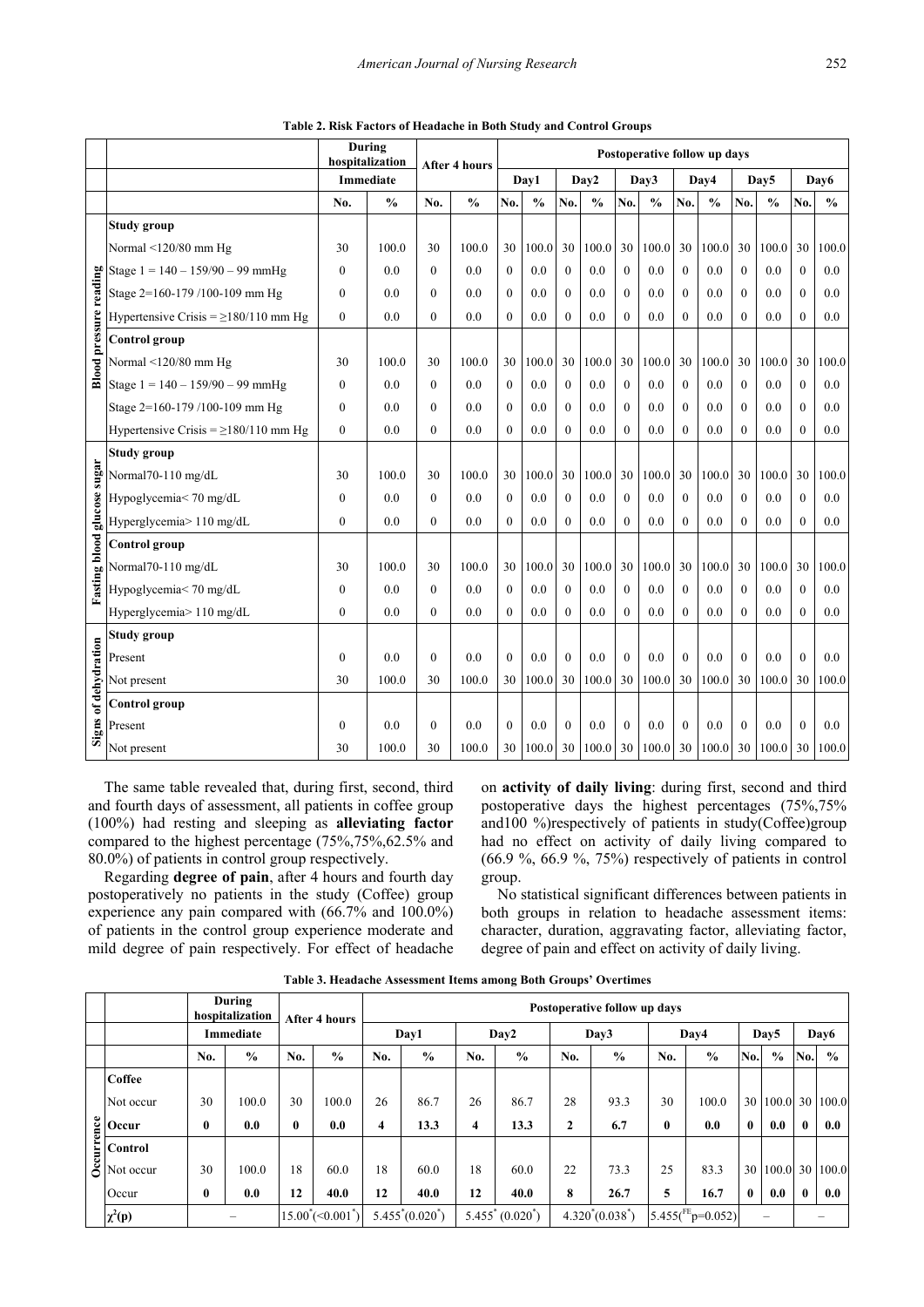**Table 2. Risk Factors of Headache in Both Study and Control Groups**

| | | During hospitalization | | After 4 hours | | Postoperative follow up days | | | | | | | | | | | |
|---|---|---|---|---|---|---|---|---|---|---|---|---|---|---|---|---|---|
| | | Immediate | | | | Day1 | | Day2 | | Day3 | | Day4 | | Day5 | | Day6 | |
| | | No. | % | No. | % | No. | % | No. | % | No. | % | No. | % | No. | % | No. | % |
| Blood pressure reading | **Study group** | | | | | | | | | | | | | | | | |
| | Normal <120/80 mm Hg | 30 | 100.0 | 30 | 100.0 | 30 | 100.0 | 30 | 100.0 | 30 | 100.0 | 30 | 100.0 | 30 | 100.0 | 30 | 100.0 |
| | Stage 1 = 140 – 159/90 – 99 mmHg | 0 | 0.0 | 0 | 0.0 | 0 | 0.0 | 0 | 0.0 | 0 | 0.0 | 0 | 0.0 | 0 | 0.0 | 0 | 0.0 |
| | Stage 2=160-179 /100-109 mm Hg | 0 | 0.0 | 0 | 0.0 | 0 | 0.0 | 0 | 0.0 | 0 | 0.0 | 0 | 0.0 | 0 | 0.0 | 0 | 0.0 |
| | Hypertensive Crisis = ≥180/110 mm Hg | 0 | 0.0 | 0 | 0.0 | 0 | 0.0 | 0 | 0.0 | 0 | 0.0 | 0 | 0.0 | 0 | 0.0 | 0 | 0.0 |
| | **Control group** | | | | | | | | | | | | | | | | |
| | Normal <120/80 mm Hg | 30 | 100.0 | 30 | 100.0 | 30 | 100.0 | 30 | 100.0 | 30 | 100.0 | 30 | 100.0 | 30 | 100.0 | 30 | 100.0 |
| | Stage 1 = 140 – 159/90 – 99 mmHg | 0 | 0.0 | 0 | 0.0 | 0 | 0.0 | 0 | 0.0 | 0 | 0.0 | 0 | 0.0 | 0 | 0.0 | 0 | 0.0 |
| | Stage 2=160-179 /100-109 mm Hg | 0 | 0.0 | 0 | 0.0 | 0 | 0.0 | 0 | 0.0 | 0 | 0.0 | 0 | 0.0 | 0 | 0.0 | 0 | 0.0 |
| | Hypertensive Crisis = ≥180/110 mm Hg | 0 | 0.0 | 0 | 0.0 | 0 | 0.0 | 0 | 0.0 | 0 | 0.0 | 0 | 0.0 | 0 | 0.0 | 0 | 0.0 |
| Fasting blood glucose sugar | **Study group** | | | | | | | | | | | | | | | | |
| | Normal70-110 mg/dL | 30 | 100.0 | 30 | 100.0 | 30 | 100.0 | 30 | 100.0 | 30 | 100.0 | 30 | 100.0 | 30 | 100.0 | 30 | 100.0 |
| | Hypoglycemia< 70 mg/dL | 0 | 0.0 | 0 | 0.0 | 0 | 0.0 | 0 | 0.0 | 0 | 0.0 | 0 | 0.0 | 0 | 0.0 | 0 | 0.0 |
| | Hyperglycemia> 110 mg/dL | 0 | 0.0 | 0 | 0.0 | 0 | 0.0 | 0 | 0.0 | 0 | 0.0 | 0 | 0.0 | 0 | 0.0 | 0 | 0.0 |
| | **Control group** | | | | | | | | | | | | | | | | |
| | Normal70-110 mg/dL | 30 | 100.0 | 30 | 100.0 | 30 | 100.0 | 30 | 100.0 | 30 | 100.0 | 30 | 100.0 | 30 | 100.0 | 30 | 100.0 |
| | Hypoglycemia< 70 mg/dL | 0 | 0.0 | 0 | 0.0 | 0 | 0.0 | 0 | 0.0 | 0 | 0.0 | 0 | 0.0 | 0 | 0.0 | 0 | 0.0 |
| | Hyperglycemia> 110 mg/dL | 0 | 0.0 | 0 | 0.0 | 0 | 0.0 | 0 | 0.0 | 0 | 0.0 | 0 | 0.0 | 0 | 0.0 | 0 | 0.0 |
| Signs of dehydration | **Study group** | | | | | | | | | | | | | | | | |
| | Present | 0 | 0.0 | 0 | 0.0 | 0 | 0.0 | 0 | 0.0 | 0 | 0.0 | 0 | 0.0 | 0 | 0.0 | 0 | 0.0 |
| | Not present | 30 | 100.0 | 30 | 100.0 | 30 | 100.0 | 30 | 100.0 | 30 | 100.0 | 30 | 100.0 | 30 | 100.0 | 30 | 100.0 |
| | **Control group** | | | | | | | | | | | | | | | | |
| | Present | 0 | 0.0 | 0 | 0.0 | 0 | 0.0 | 0 | 0.0 | 0 | 0.0 | 0 | 0.0 | 0 | 0.0 | 0 | 0.0 |
| | Not present | 30 | 100.0 | 30 | 100.0 | 30 | 100.0 | 30 | 100.0 | 30 | 100.0 | 30 | 100.0 | 30 | 100.0 | 30 | 100.0 |

The same table revealed that, during first, second, third and fourth days of assessment, all patients in coffee group (100%) had resting and sleeping as **alleviating factor** compared to the highest percentage (75%,75%,62.5% and 80.0%) of patients in control group respectively.

Regarding **degree of pain**, after 4 hours and fourth day postoperatively no patients in the study (Coffee) group experience any pain compared with (66.7% and 100.0%) of patients in the control group experience moderate and mild degree of pain respectively. For effect of headache on **activity of daily living**: during first, second and third postoperative days the highest percentages (75%,75% and100 %)respectively of patients in study(Coffee)group had no effect on activity of daily living compared to (66.9 %, 66.9 %, 75%) respectively of patients in control group.

No statistical significant differences between patients in both groups in relation to headache assessment items: character, duration, aggravating factor, alleviating factor, degree of pain and effect on activity of daily living.

**Table 3. Headache Assessment Items among Both Groups' Overtimes**

| | | During hospitalization | | After 4 hours | | Postoperative follow up days | | | | | | | | | | | |
|---|---|---|---|---|---|---|---|---|---|---|---|---|---|---|---|---|---|
| | | Immediate | | | | Day1 | | Day2 | | Day3 | | Day4 | | Day5 | | Day6 | |
| | | No. | % | No. | % | No. | % | No. | % | No. | % | No. | % | No. | % | No. | % |
| Occurrence | **Coffee** | | | | | | | | | | | | | | | | |
| | Not occur | 30 | 100.0 | 30 | 100.0 | 26 | 86.7 | 26 | 86.7 | 28 | 93.3 | 30 | 100.0 | 30 | 100.0 | 30 | 100.0 |
| | **Occur** | **0** | **0.0** | **0** | **0.0** | **4** | **13.3** | **4** | **13.3** | **2** | **6.7** | **0** | **0.0** | **0** | **0.0** | **0** | **0.0** |
| | **Control** | | | | | | | | | | | | | | | | |
| | Not occur | 30 | 100.0 | 18 | 60.0 | 18 | 60.0 | 18 | 60.0 | 22 | 73.3 | 25 | 83.3 | 30 | 100.0 | 30 | 100.0 |
| | Occur | **0** | **0.0** | **12** | **40.0** | **12** | **40.0** | **12** | **40.0** | **8** | **26.7** | **5** | **16.7** | **0** | **0.0** | **0** | **0.0** |
| | $\chi^2$(p) | – | | $15.00^*$ ($<0.001^*$) | | $5.455^*$ ($0.020^*$) | | $5.455^*$ ($0.020^*$) | | $4.320^*$ ($0.038^*$) | | 5.455($^{FE}$p=0.052) | | – | | – | |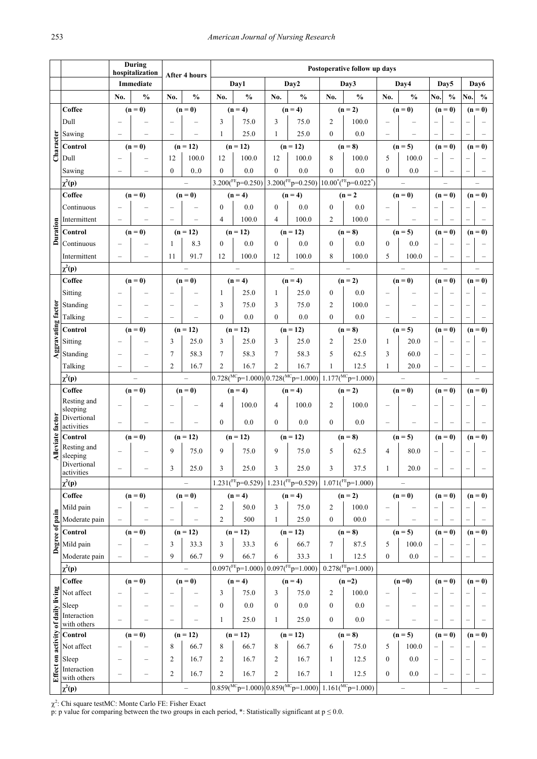| | | During hospitalization | | After 4 hours | | Postoperative follow up days | | | | | | | | | | | | | |
|---|---|---|---|---|---|---|---|---|---|---|---|---|---|---|---|---|---|---|---|
| | | Immediate | | | | Day1 | | Day2 | | Day3 | | Day4 | | Day5 | | Day6 | |
| | | No. | % | No. | % | No. | % | No. | % | No. | % | No. | % | No. | % | No. | % |
| Character | Coffee | (n = 0) | | (n = 0) | | (n = 4) | | (n = 4) | | (n = 2) | | (n = 0) | | (n = 0) | | (n = 0) | |
| | Dull | – | – | – | – | 3 | 75.0 | 3 | 75.0 | 2 | 100.0 | – | – | – | – | – | – |
| | Sawing | – | – | – | – | 1 | 25.0 | 1 | 25.0 | 0 | 0.0 | – | – | – | – | – | – |
| | Control | (n = 0) | | (n = 12) | | (n = 12) | | (n = 12) | | (n = 8) | | (n = 5) | | (n = 0) | | (n = 0) | |
| | Dull | – | – | 12 | 100.0 | 12 | 100.0 | 12 | 100.0 | 8 | 100.0 | 5 | 100.0 | – | – | – | – |
| | Sawing | – | – | 0 | 0..0 | 0 | 0.0 | 0 | 0.0 | 0 | 0.0 | 0 | 0.0 | – | – | – | – |
| | $\chi^2$(p) | | | – | | 3.200($^{FE}$p=0.250) | | 3.200($^{FE}$p=0.250) | | 10.00*($^{FE}$p=0.022*) | | – | | – | | – | |
| Duration | Coffee | (n = 0) | | (n = 0) | | (n = 4) | | (n = 4) | | (n = 2 | | (n = 0) | | (n = 0) | | (n = 0) | |
| | Continuous | – | – | – | – | 0 | 0.0 | 0 | 0.0 | 0 | 0.0 | – | – | – | – | – | – |
| | Intermittent | – | – | – | – | 4 | 100.0 | 4 | 100.0 | 2 | 100.0 | – | – | – | – | – | – |
| | Control | (n = 0) | | (n = 12) | | (n = 12) | | (n = 12) | | (n = 8) | | (n = 5) | | (n = 0) | | (n = 0) | |
| | Continuous | – | – | 1 | 8.3 | 0 | 0.0 | 0 | 0.0 | 0 | 0.0 | 0 | 0.0 | – | – | – | – |
| | Intermittent | – | – | 11 | 91.7 | 12 | 100.0 | 12 | 100.0 | 8 | 100.0 | 5 | 100.0 | – | – | – | – |
| | $\chi^2$(p) | | | – | | – | | – | | – | | – | | – | | – | |
| Aggravating factor | Coffee | (n = 0) | | (n = 0) | | (n = 4) | | (n = 4) | | (n = 2) | | (n = 0) | | (n = 0) | | (n = 0) | |
| | Sitting | – | – | – | – | 1 | 25.0 | 1 | 25.0 | 0 | 0.0 | – | – | – | – | – | – |
| | Standing | – | – | – | – | 3 | 75.0 | 3 | 75.0 | 2 | 100.0 | – | – | – | – | – | – |
| | Talking | – | – | – | – | 0 | 0.0 | 0 | 0.0 | 0 | 0.0 | – | – | – | – | – | – |
| | Control | (n = 0) | | (n = 12) | | (n = 12) | | (n = 12) | | (n = 8) | | (n = 5) | | (n = 0) | | (n = 0) | |
| | Sitting | – | – | 3 | 25.0 | 3 | 25.0 | 3 | 25.0 | 2 | 25.0 | 1 | 20.0 | – | – | – | – |
| | Standing | – | – | 7 | 58.3 | 7 | 58.3 | 7 | 58.3 | 5 | 62.5 | 3 | 60.0 | – | – | – | – |
| | Talking | – | – | 2 | 16.7 | 2 | 16.7 | 2 | 16.7 | 1 | 12.5 | 1 | 20.0 | – | – | – | – |
| | $\chi^2$(p) | – | | – | | 0.728($^{MC}$p=1.000) | | 0.728($^{MC}$p=1.000) | | 1.177($^{MC}$p=1.000) | | – | | – | | – | |
| Alleviate factor | Coffee | (n = 0) | | (n = 0) | | (n = 4) | | (n = 4) | | (n = 2) | | (n = 0) | | (n = 0) | | (n = 0) | |
| | Resting and sleeping | – | – | – | – | 4 | 100.0 | 4 | 100.0 | 2 | 100.0 | – | – | – | – | – | – |
| | Divertional activities | – | – | – | – | 0 | 0.0 | 0 | 0.0 | 0 | 0.0 | – | – | – | – | – | – |
| | Control | (n = 0) | | (n = 12) | | (n = 12) | | (n = 12) | | (n = 8) | | (n = 5) | | (n = 0) | | (n = 0) | |
| | Resting and sleeping | – | – | 9 | 75.0 | 9 | 75.0 | 9 | 75.0 | 5 | 62.5 | 4 | 80.0 | – | – | – | – |
| | Divertional activities | – | – | 3 | 25.0 | 3 | 25.0 | 3 | 25.0 | 3 | 37.5 | 1 | 20.0 | – | – | – | – |
| | $\chi^2$(p) | | | – | | 1.231($^{FE}$p=0.529) | | 1.231($^{FE}$p=0.529) | | 1.071($^{FE}$p=1.000) | | – | | | | | |
| Degree of pain | Coffee | (n = 0) | | (n = 0) | | (n = 4) | | (n = 4) | | (n = 2) | | (n = 0) | | (n = 0) | | (n = 0) | |
| | Mild pain | – | – | – | – | 2 | 50.0 | 3 | 75.0 | 2 | 100.0 | – | – | – | – | – | – |
| | Moderate pain | – | – | – | – | 2 | 500 | 1 | 25.0 | 0 | 00.0 | – | – | – | – | – | – |
| | Control | (n = 0) | | (n = 12) | | (n = 12) | | (n = 12) | | (n = 8) | | (n = 5) | | (n = 0) | | (n = 0) | |
| | Mild pain | – | – | 3 | 33.3 | 3 | 33.3 | 6 | 66.7 | 7 | 87.5 | 5 | 100.0 | – | – | – | – |
| | Moderate pain | – | – | 9 | 66.7 | 9 | 66.7 | 6 | 33.3 | 1 | 12.5 | 0 | 0.0 | – | – | – | – |
| | $\chi^2$(p) | | | – | | 0.097($^{FE}$p=1.000) | | 0.097($^{FE}$p=1.000) | | 0.278($^{FE}$p=1.000) | | | | | | | |
| Effect on activity of daily living | Coffee | (n = 0) | | (n = 0) | | (n = 4) | | (n = 4) | | (n =2) | | (n =0) | | (n = 0) | | (n = 0) | |
| | Not affect | – | – | – | – | 3 | 75.0 | 3 | 75.0 | 2 | 100.0 | – | – | – | – | – | – |
| | Sleep | – | – | – | – | 0 | 0.0 | 0 | 0.0 | 0 | 0.0 | – | – | – | – | – | – |
| | Interaction with others | – | – | – | – | 1 | 25.0 | 1 | 25.0 | 0 | 0.0 | – | – | – | – | – | – |
| | Control | (n = 0) | | (n = 12) | | (n = 12) | | (n = 12) | | (n = 8) | | (n = 5) | | (n = 0) | | (n = 0) | |
| | Not affect | – | – | 8 | 66.7 | 8 | 66.7 | 8 | 66.7 | 6 | 75.0 | 5 | 100.0 | – | – | – | – |
| | Sleep | – | – | 2 | 16.7 | 2 | 16.7 | 2 | 16.7 | 1 | 12.5 | 0 | 0.0 | – | – | – | – |
| | Interaction with others | – | – | 2 | 16.7 | 2 | 16.7 | 2 | 16.7 | 1 | 12.5 | 0 | 0.0 | – | – | – | – |
| | $\chi^2$(p) | | | – | | 0.859($^{MC}$p=1.000) | | 0.859($^{MC}$p=1.000) | | 1.161($^{MC}$p=1.000) | | – | | – | | – | |

$\chi^2$: Chi square testMC: Monte Carlo FE: Fisher Exact

p: p value for comparing between the two groups in each period, *: Statistically significant at p ≤ 0.0.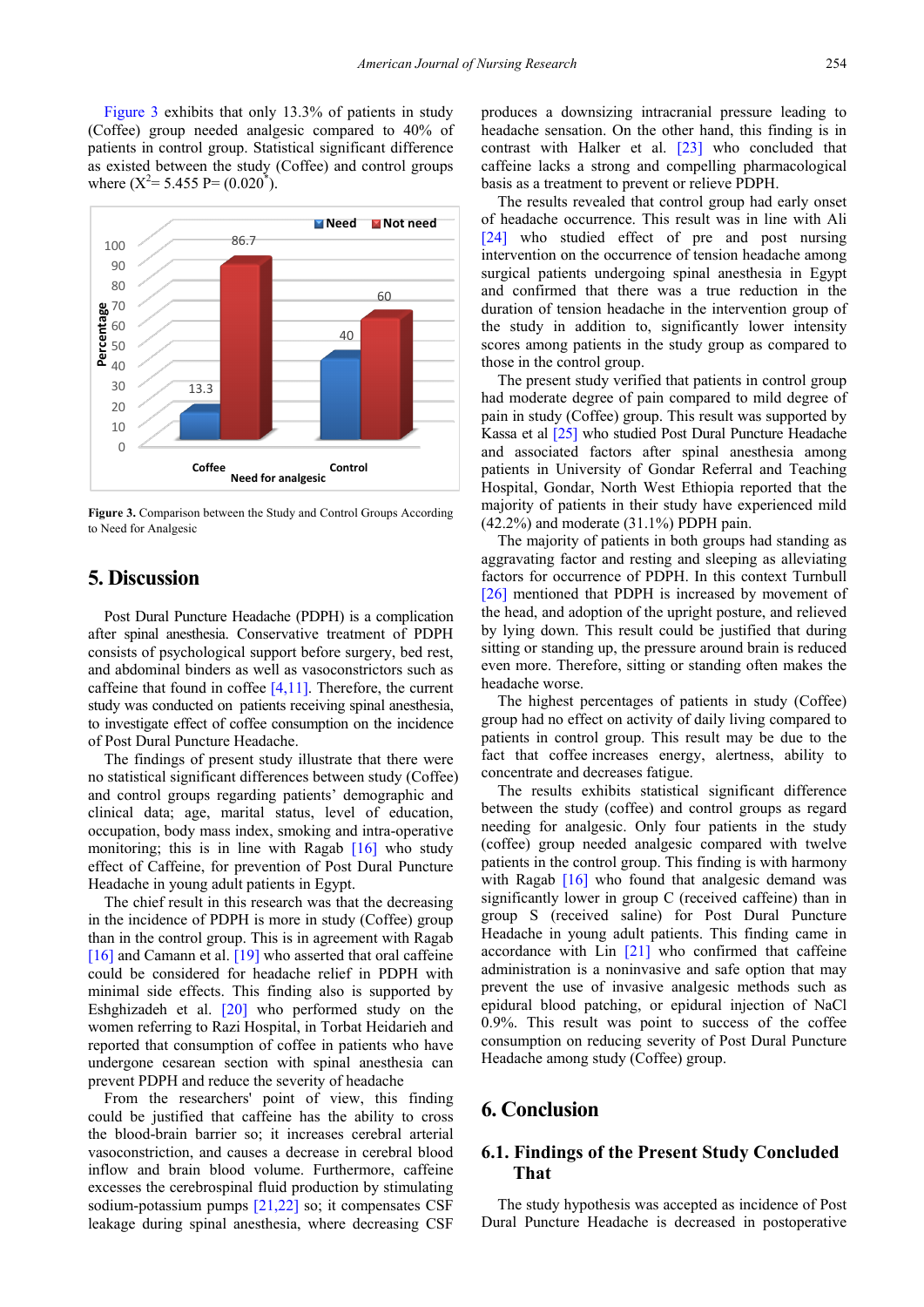Figure 3 exhibits that only 13.3% of patients in study (Coffee) group needed analgesic compared to 40% of patients in control group. Statistical significant difference as existed between the study (Coffee) and control groups where ($X^2$= 5.455 P= (0.020*).

**Figure 3.** Comparison between the Study and Control Groups According to Need for Analgesic

## 5. Discussion

Post Dural Puncture Headache (PDPH) is a complication after spinal anesthesia. Conservative treatment of PDPH consists of psychological support before surgery, bed rest, and abdominal binders as well as vasoconstrictors such as caffeine that found in coffee [4,11]. Therefore, the current study was conducted on patients receiving spinal anesthesia, to investigate effect of coffee consumption on the incidence of Post Dural Puncture Headache.

The findings of present study illustrate that there were no statistical significant differences between study (Coffee) and control groups regarding patients' demographic and clinical data; age, marital status, level of education, occupation, body mass index, smoking and intra-operative monitoring; this is in line with Ragab [16] who study effect of Caffeine, for prevention of Post Dural Puncture Headache in young adult patients in Egypt.

The chief result in this research was that the decreasing in the incidence of PDPH is more in study (Coffee) group than in the control group. This is in agreement with Ragab [16] and Camann et al. [19] who asserted that oral caffeine could be considered for headache relief in PDPH with minimal side effects. This finding also is supported by Eshghizadeh et al. [20] who performed study on the women referring to Razi Hospital, in Torbat Heidarieh and reported that consumption of coffee in patients who have undergone cesarean section with spinal anesthesia can prevent PDPH and reduce the severity of headache

From the researchers' point of view, this finding could be justified that caffeine has the ability to cross the blood-brain barrier so; it increases cerebral arterial vasoconstriction, and causes a decrease in cerebral blood inflow and brain blood volume. Furthermore, caffeine excesses the cerebrospinal fluid production by stimulating sodium-potassium pumps [21,22] so; it compensates CSF leakage during spinal anesthesia, where decreasing CSF produces a downsizing intracranial pressure leading to headache sensation. On the other hand, this finding is in contrast with Halker et al. [23] who concluded that caffeine lacks a strong and compelling pharmacological basis as a treatment to prevent or relieve PDPH.

The results revealed that control group had early onset of headache occurrence. This result was in line with Ali [24] who studied effect of pre and post nursing intervention on the occurrence of tension headache among surgical patients undergoing spinal anesthesia in Egypt and confirmed that there was a true reduction in the duration of tension headache in the intervention group of the study in addition to, significantly lower intensity scores among patients in the study group as compared to those in the control group.

The present study verified that patients in control group had moderate degree of pain compared to mild degree of pain in study (Coffee) group. This result was supported by Kassa et al [25] who studied Post Dural Puncture Headache and associated factors after spinal anesthesia among patients in University of Gondar Referral and Teaching Hospital, Gondar, North West Ethiopia reported that the majority of patients in their study have experienced mild (42.2%) and moderate (31.1%) PDPH pain.

The majority of patients in both groups had standing as aggravating factor and resting and sleeping as alleviating factors for occurrence of PDPH. In this context Turnbull [26] mentioned that PDPH is increased by movement of the head, and adoption of the upright posture, and relieved by lying down. This result could be justified that during sitting or standing up, the pressure around brain is reduced even more. Therefore, sitting or standing often makes the headache worse.

The highest percentages of patients in study (Coffee) group had no effect on activity of daily living compared to patients in control group. This result may be due to the fact that coffee increases energy, alertness, ability to concentrate and decreases fatigue.

The results exhibits statistical significant difference between the study (coffee) and control groups as regard needing for analgesic. Only four patients in the study (coffee) group needed analgesic compared with twelve patients in the control group. This finding is with harmony with Ragab [16] who found that analgesic demand was significantly lower in group C (received caffeine) than in group S (received saline) for Post Dural Puncture Headache in young adult patients. This finding came in accordance with Lin [21] who confirmed that caffeine administration is a noninvasive and safe option that may prevent the use of invasive analgesic methods such as epidural blood patching, or epidural injection of NaCl 0.9%. This result was point to success of the coffee consumption on reducing severity of Post Dural Puncture Headache among study (Coffee) group.

## 6. Conclusion

### 6.1. Findings of the Present Study Concluded That

The study hypothesis was accepted as incidence of Post Dural Puncture Headache is decreased in postoperative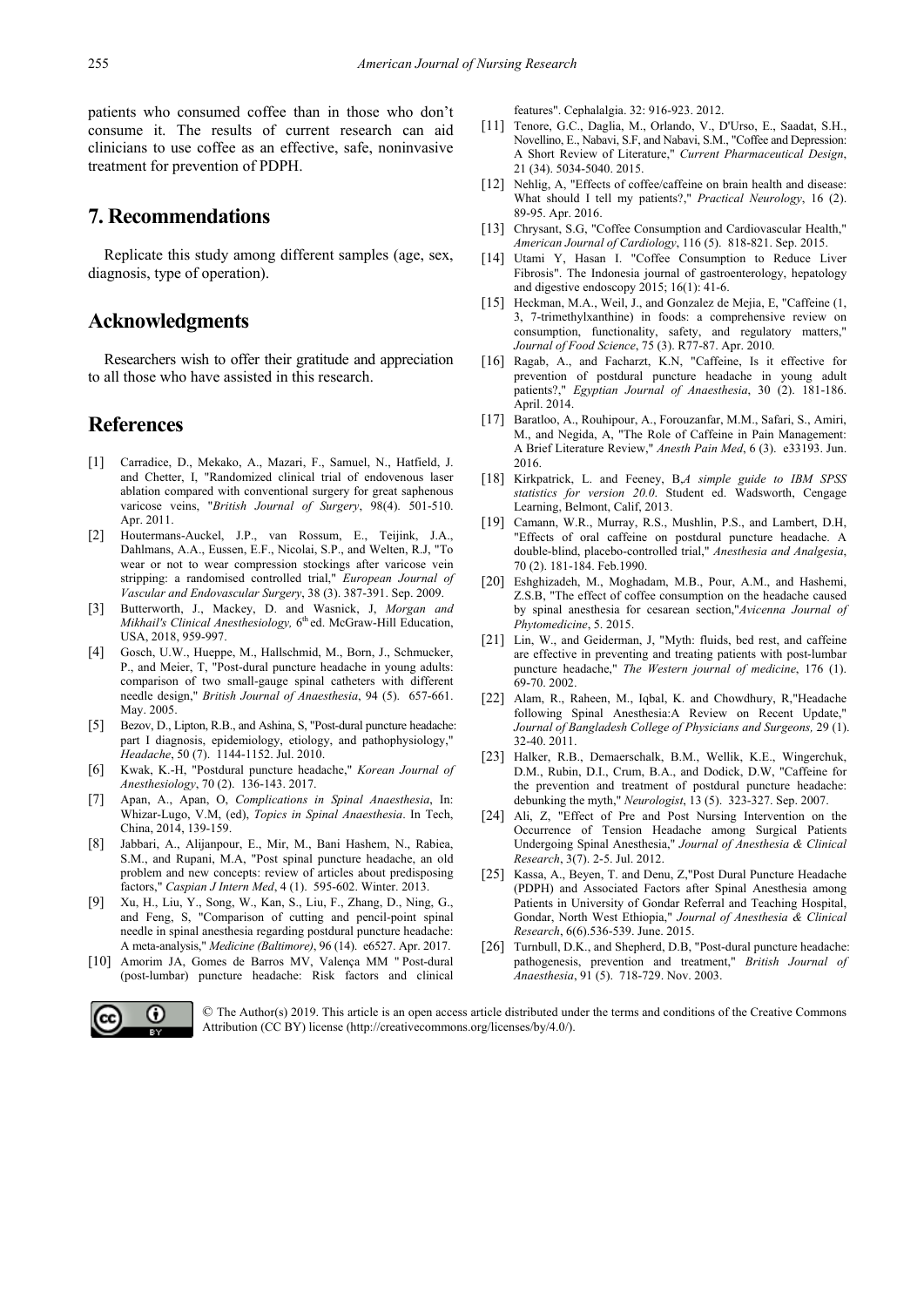patients who consumed coffee than in those who don't consume it. The results of current research can aid clinicians to use coffee as an effective, safe, noninvasive treatment for prevention of PDPH.

## 7. Recommendations

Replicate this study among different samples (age, sex, diagnosis, type of operation).

## Acknowledgments

Researchers wish to offer their gratitude and appreciation to all those who have assisted in this research.

## References

[1] Carradice, D., Mekako, A., Mazari, F., Samuel, N., Hatfield, J. and Chetter, I, "Randomized clinical trial of endovenous laser ablation compared with conventional surgery for great saphenous varicose veins, "*British Journal of Surgery*, 98(4). 501-510. Apr. 2011.

[2] Houtermans-Auckel, J.P., van Rossum, E., Teijink, J.A., Dahlmans, A.A., Eussen, E.F., Nicolai, S.P., and Welten, R.J, "To wear or not to wear compression stockings after varicose vein stripping: a randomised controlled trial," *European Journal of Vascular and Endovascular Surgery*, 38 (3). 387-391. Sep. 2009.

[3] Butterworth, J., Mackey, D. and Wasnick, J, *Morgan and Mikhail's Clinical Anesthesiology,* 6th ed. McGraw-Hill Education, USA, 2018, 959-997.

[4] Gosch, U.W., Hueppe, M., Hallschmid, M., Born, J., Schmucker, P., and Meier, T, "Post-dural puncture headache in young adults: comparison of two small-gauge spinal catheters with different needle design," *British Journal of Anaesthesia*, 94 (5). 657-661. May. 2005.

[5] Bezov, D., Lipton, R.B., and Ashina, S, "Post-dural puncture headache: part I diagnosis, epidemiology, etiology, and pathophysiology," *Headache*, 50 (7). 1144-1152. Jul. 2010.

[6] Kwak, K.-H, "Postdural puncture headache," *Korean Journal of Anesthesiology*, 70 (2). 136-143. 2017.

[7] Apan, A., Apan, O, *Complications in Spinal Anaesthesia*, In: Whizar-Lugo, V.M, (ed), *Topics in Spinal Anaesthesia*. In Tech, China, 2014, 139-159.

[8] Jabbari, A., Alijanpour, E., Mir, M., Bani Hashem, N., Rabiea, S.M., and Rupani, M.A, "Post spinal puncture headache, an old problem and new concepts: review of articles about predisposing factors," *Caspian J Intern Med*, 4 (1). 595-602. Winter. 2013.

[9] Xu, H., Liu, Y., Song, W., Kan, S., Liu, F., Zhang, D., Ning, G., and Feng, S, "Comparison of cutting and pencil-point spinal needle in spinal anesthesia regarding postdural puncture headache: A meta-analysis," *Medicine (Baltimore)*, 96 (14). e6527. Apr. 2017.

[10] Amorim JA, Gomes de Barros MV, Valença MM " Post-dural (post-lumbar) puncture headache: Risk factors and clinical features". Cephalalgia. 32: 916-923. 2012.

[11] Tenore, G.C., Daglia, M., Orlando, V., D'Urso, E., Saadat, S.H., Novellino, E., Nabavi, S.F, and Nabavi, S.M., "Coffee and Depression: A Short Review of Literature," *Current Pharmaceutical Design*, 21 (34). 5034-5040. 2015.

[12] Nehlig, A, "Effects of coffee/caffeine on brain health and disease: What should I tell my patients?," *Practical Neurology*, 16 (2). 89-95. Apr. 2016.

[13] Chrysant, S.G, "Coffee Consumption and Cardiovascular Health," *American Journal of Cardiology*, 116 (5). 818-821. Sep. 2015.

[14] Utami Y, Hasan I. "Coffee Consumption to Reduce Liver Fibrosis". The Indonesia journal of gastroenterology, hepatology and digestive endoscopy 2015; 16(1): 41-6.

[15] Heckman, M.A., Weil, J., and Gonzalez de Mejia, E, "Caffeine (1, 3, 7-trimethylxanthine) in foods: a comprehensive review on consumption, functionality, safety, and regulatory matters," *Journal of Food Science*, 75 (3). R77-87. Apr. 2010.

[16] Ragab, A., and Facharzt, K.N, "Caffeine, Is it effective for prevention of postdural puncture headache in young adult patients?," *Egyptian Journal of Anaesthesia*, 30 (2). 181-186. April. 2014.

[17] Baratloo, A., Rouhipour, A., Forouzanfar, M.M., Safari, S., Amiri, M., and Negida, A, "The Role of Caffeine in Pain Management: A Brief Literature Review," *Anesth Pain Med*, 6 (3). e33193. Jun. 2016.

[18] Kirkpatrick, L. and Feeney, B,*A simple guide to IBM SPSS statistics for version 20.0*. Student ed. Wadsworth, Cengage Learning, Belmont, Calif, 2013.

[19] Camann, W.R., Murray, R.S., Mushlin, P.S., and Lambert, D.H, "Effects of oral caffeine on postdural puncture headache. A double-blind, placebo-controlled trial," *Anesthesia and Analgesia*, 70 (2). 181-184. Feb.1990.

[20] Eshghizadeh, M., Moghadam, M.B., Pour, A.M., and Hashemi, Z.S.B, "The effect of coffee consumption on the headache caused by spinal anesthesia for cesarean section,"*Avicenna Journal of Phytomedicine*, 5. 2015.

[21] Lin, W., and Geiderman, J, "Myth: fluids, bed rest, and caffeine are effective in preventing and treating patients with post-lumbar puncture headache," *The Western journal of medicine*, 176 (1). 69-70. 2002.

[22] Alam, R., Raheen, M., Iqbal, K. and Chowdhury, R,"Headache following Spinal Anesthesia:A Review on Recent Update," *Journal of Bangladesh College of Physicians and Surgeons,* 29 (1). 32-40. 2011.

[23] Halker, R.B., Demaerschalk, B.M., Wellik, K.E., Wingerchuk, D.M., Rubin, D.I., Crum, B.A., and Dodick, D.W, "Caffeine for the prevention and treatment of postdural puncture headache: debunking the myth," *Neurologist*, 13 (5). 323-327. Sep. 2007.

[24] Ali, Z, "Effect of Pre and Post Nursing Intervention on the Occurrence of Tension Headache among Surgical Patients Undergoing Spinal Anesthesia," *Journal of Anesthesia & Clinical Research*, 3(7). 2-5. Jul. 2012.

[25] Kassa, A., Beyen, T. and Denu, Z,"Post Dural Puncture Headache (PDPH) and Associated Factors after Spinal Anesthesia among Patients in University of Gondar Referral and Teaching Hospital, Gondar, North West Ethiopia," *Journal of Anesthesia & Clinical Research*, 6(6).536-539. June. 2015.

[26] Turnbull, D.K., and Shepherd, D.B, "Post-dural puncture headache: pathogenesis, prevention and treatment," *British Journal of Anaesthesia*, 91 (5). 718-729. Nov. 2003.

© The Author(s) 2019. This article is an open access article distributed under the terms and conditions of the Creative Commons Attribution (CC BY) license (http://creativecommons.org/licenses/by/4.0/).